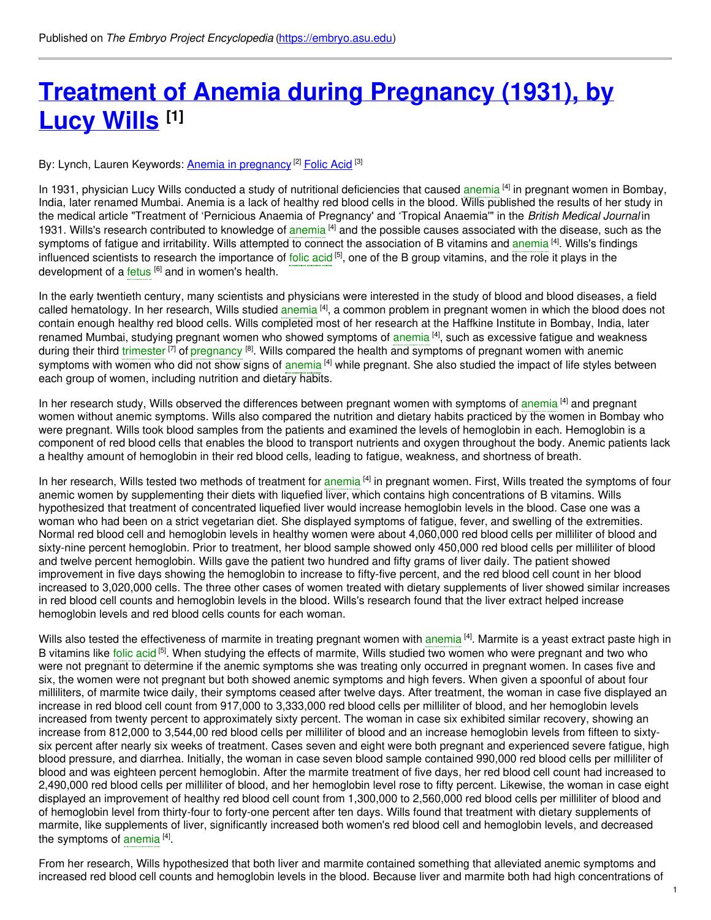Published on *The Embryo Project Encyclopedia* (https://embryo.asu.edu)

# Treatment of Anemia during Pregnancy (1931), by Lucy Wills [1]

By: Lynch, Lauren Keywords: Anemia in pregnancy [2] Folic Acid [3]

In 1931, physician Lucy Wills conducted a study of nutritional deficiencies that caused anemia [4] in pregnant women in Bombay, India, later renamed Mumbai. Anemia is a lack of healthy red blood cells in the blood. Wills published the results of her study in the medical article "Treatment of 'Pernicious Anaemia of Pregnancy' and 'Tropical Anaemia'" in the *British Medical Journal* in 1931. Wills's research contributed to knowledge of anemia [4] and the possible causes associated with the disease, such as the symptoms of fatigue and irritability. Wills attempted to connect the association of B vitamins and anemia [4]. Wills's findings influenced scientists to research the importance of folic acid [5], one of the B group vitamins, and the role it plays in the development of a fetus [6] and in women's health.

In the early twentieth century, many scientists and physicians were interested in the study of blood and blood diseases, a field called hematology. In her research, Wills studied anemia [4], a common problem in pregnant women in which the blood does not contain enough healthy red blood cells. Wills completed most of her research at the Haffkine Institute in Bombay, India, later renamed Mumbai, studying pregnant women who showed symptoms of anemia [4], such as excessive fatigue and weakness during their third trimester [7] of pregnancy [8]. Wills compared the health and symptoms of pregnant women with anemic symptoms with women who did not show signs of anemia [4] while pregnant. She also studied the impact of life styles between each group of women, including nutrition and dietary habits.

In her research study, Wills observed the differences between pregnant women with symptoms of anemia [4] and pregnant women without anemic symptoms. Wills also compared the nutrition and dietary habits practiced by the women in Bombay who were pregnant. Wills took blood samples from the patients and examined the levels of hemoglobin in each. Hemoglobin is a component of red blood cells that enables the blood to transport nutrients and oxygen throughout the body. Anemic patients lack a healthy amount of hemoglobin in their red blood cells, leading to fatigue, weakness, and shortness of breath.

In her research, Wills tested two methods of treatment for anemia [4] in pregnant women. First, Wills treated the symptoms of four anemic women by supplementing their diets with liquefied liver, which contains high concentrations of B vitamins. Wills hypothesized that treatment of concentrated liquefied liver would increase hemoglobin levels in the blood. Case one was a woman who had been on a strict vegetarian diet. She displayed symptoms of fatigue, fever, and swelling of the extremities. Normal red blood cell and hemoglobin levels in healthy women were about 4,060,000 red blood cells per milliliter of blood and sixty-nine percent hemoglobin. Prior to treatment, her blood sample showed only 450,000 red blood cells per milliliter of blood and twelve percent hemoglobin. Wills gave the patient two hundred and fifty grams of liver daily. The patient showed improvement in five days showing the hemoglobin to increase to fifty-five percent, and the red blood cell count in her blood increased to 3,020,000 cells. The three other cases of women treated with dietary supplements of liver showed similar increases in red blood cell counts and hemoglobin levels in the blood. Wills's research found that the liver extract helped increase hemoglobin levels and red blood cells counts for each woman.

Wills also tested the effectiveness of marmite in treating pregnant women with anemia [4]. Marmite is a yeast extract paste high in B vitamins like folic acid [5]. When studying the effects of marmite, Wills studied two women who were pregnant and two who were not pregnant to determine if the anemic symptoms she was treating only occurred in pregnant women. In cases five and six, the women were not pregnant but both showed anemic symptoms and high fevers. When given a spoonful of about four milliliters, of marmite twice daily, their symptoms ceased after twelve days. After treatment, the woman in case five displayed an increase in red blood cell count from 917,000 to 3,333,000 red blood cells per milliliter of blood, and her hemoglobin levels increased from twenty percent to approximately sixty percent. The woman in case six exhibited similar recovery, showing an increase from 812,000 to 3,544,00 red blood cells per milliliter of blood and an increase hemoglobin levels from fifteen to sixty-six percent after nearly six weeks of treatment. Cases seven and eight were both pregnant and experienced severe fatigue, high blood pressure, and diarrhea. Initially, the woman in case seven blood sample contained 990,000 red blood cells per milliliter of blood and was eighteen percent hemoglobin. After the marmite treatment of five days, her red blood cell count had increased to 2,490,000 red blood cells per milliliter of blood, and her hemoglobin level rose to fifty percent. Likewise, the woman in case eight displayed an improvement of healthy red blood cell count from 1,300,000 to 2,560,000 red blood cells per milliliter of blood and of hemoglobin level from thirty-four to forty-one percent after ten days. Wills found that treatment with dietary supplements of marmite, like supplements of liver, significantly increased both women's red blood cell and hemoglobin levels, and decreased the symptoms of anemia [4].

From her research, Wills hypothesized that both liver and marmite contained something that alleviated anemic symptoms and increased red blood cell counts and hemoglobin levels in the blood. Because liver and marmite both had high concentrations of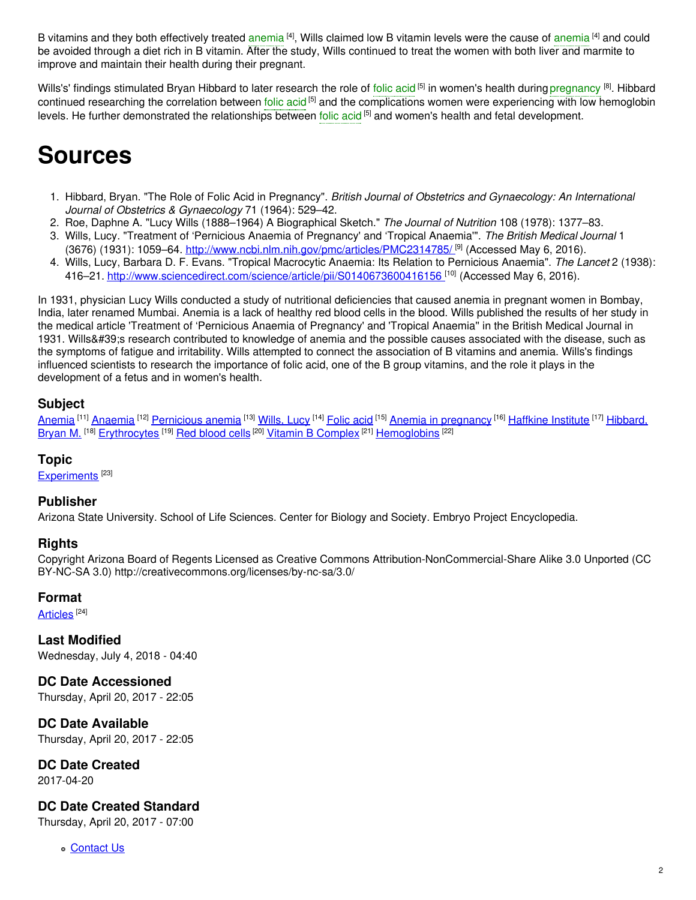B vitamins and they both effectively treated anemia [4], Wills claimed low B vitamin levels were the cause of anemia [4] and could be avoided through a diet rich in B vitamin. After the study, Wills continued to treat the women with both liver and marmite to improve and maintain their health during their pregnant.

Wills's' findings stimulated Bryan Hibbard to later research the role of folic acid [5] in women's health during pregnancy [8]. Hibbard continued researching the correlation between folic acid [5] and the complications women were experiencing with low hemoglobin levels. He further demonstrated the relationships between folic acid [5] and women's health and fetal development.

# Sources

1. Hibbard, Bryan. "The Role of Folic Acid in Pregnancy". *British Journal of Obstetrics and Gynaecology: An International Journal of Obstetrics & Gynaecology* 71 (1964): 529–42.
2. Roe, Daphne A. "Lucy Wills (1888–1964) A Biographical Sketch." *The Journal of Nutrition* 108 (1978): 1377–83.
3. Wills, Lucy. "Treatment of 'Pernicious Anaemia of Pregnancy' and 'Tropical Anaemia'". *The British Medical Journal* 1 (3676) (1931): 1059–64. http://www.ncbi.nlm.nih.gov/pmc/articles/PMC2314785/ [9] (Accessed May 6, 2016).
4. Wills, Lucy, Barbara D. F. Evans. "Tropical Macrocytic Anaemia: Its Relation to Pernicious Anaemia". *The Lancet* 2 (1938): 416–21. http://www.sciencedirect.com/science/article/pii/S0140673600416156 [10] (Accessed May 6, 2016).

In 1931, physician Lucy Wills conducted a study of nutritional deficiencies that caused anemia in pregnant women in Bombay, India, later renamed Mumbai. Anemia is a lack of healthy red blood cells in the blood. Wills published the results of her study in the medical article 'Treatment of 'Pernicious Anaemia of Pregnancy' and 'Tropical Anaemia'' in the British Medical Journal in 1931. Wills&#39;s research contributed to knowledge of anemia and the possible causes associated with the disease, such as the symptoms of fatigue and irritability. Wills attempted to connect the association of B vitamins and anemia. Wills's findings influenced scientists to research the importance of folic acid, one of the B group vitamins, and the role it plays in the development of a fetus and in women's health.

### Subject

Anemia [11] Anaemia [12] Pernicious anemia [13] Wills, Lucy [14] Folic acid [15] Anemia in pregnancy [16] Haffkine Institute [17] Hibbard, Bryan M. [18] Erythrocytes [19] Red blood cells [20] Vitamin B Complex [21] Hemoglobins [22]

### Topic

Experiments [23]

### Publisher

Arizona State University. School of Life Sciences. Center for Biology and Society. Embryo Project Encyclopedia.

### Rights

Copyright Arizona Board of Regents Licensed as Creative Commons Attribution-NonCommercial-Share Alike 3.0 Unported (CC BY-NC-SA 3.0) http://creativecommons.org/licenses/by-nc-sa/3.0/

### Format

Articles [24]

### Last Modified

Wednesday, July 4, 2018 - 04:40

### DC Date Accessioned

Thursday, April 20, 2017 - 22:05

### DC Date Available

Thursday, April 20, 2017 - 22:05

### DC Date Created

2017-04-20

### DC Date Created Standard

Thursday, April 20, 2017 - 07:00

- Contact Us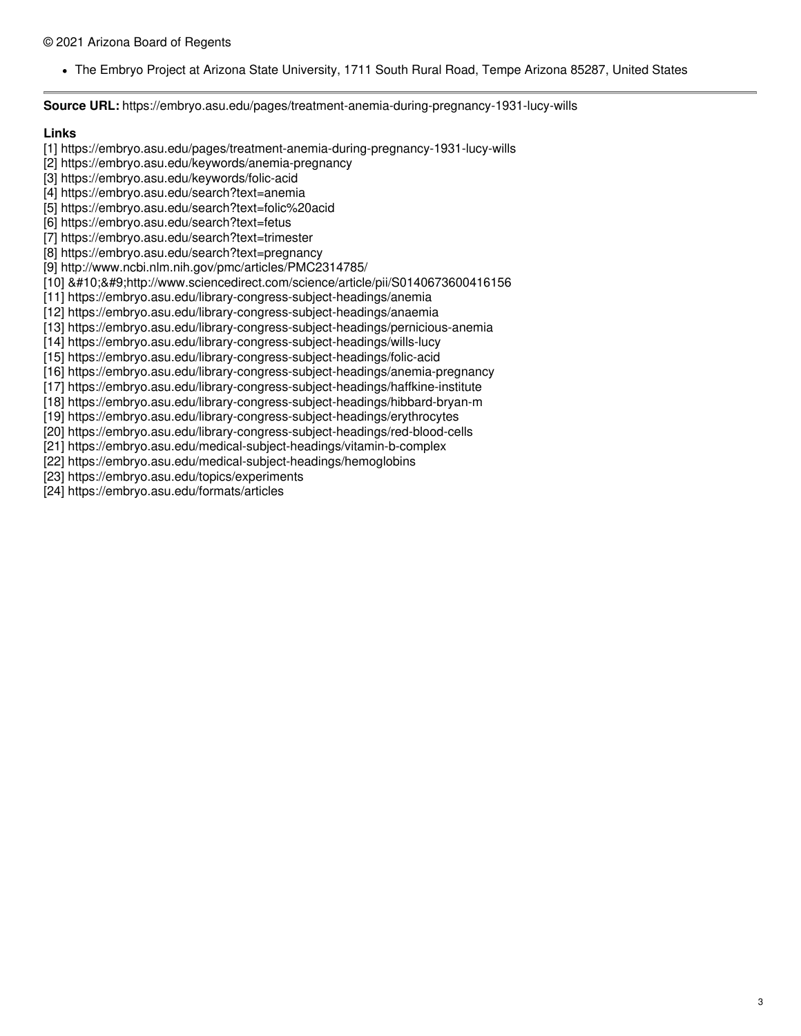© 2021 Arizona Board of Regents

- The Embryo Project at Arizona State University, 1711 South Rural Road, Tempe Arizona 85287, United States

---

**Source URL:** https://embryo.asu.edu/pages/treatment-anemia-during-pregnancy-1931-lucy-wills

**Links**

[1] https://embryo.asu.edu/pages/treatment-anemia-during-pregnancy-1931-lucy-wills
[2] https://embryo.asu.edu/keywords/anemia-pregnancy
[3] https://embryo.asu.edu/keywords/folic-acid
[4] https://embryo.asu.edu/search?text=anemia
[5] https://embryo.asu.edu/search?text=folic%20acid
[6] https://embryo.asu.edu/search?text=fetus
[7] https://embryo.asu.edu/search?text=trimester
[8] https://embryo.asu.edu/search?text=pregnancy
[9] http://www.ncbi.nlm.nih.gov/pmc/articles/PMC2314785/
[10] &#10;&#9;http://www.sciencedirect.com/science/article/pii/S0140673600416156
[11] https://embryo.asu.edu/library-congress-subject-headings/anemia
[12] https://embryo.asu.edu/library-congress-subject-headings/anaemia
[13] https://embryo.asu.edu/library-congress-subject-headings/pernicious-anemia
[14] https://embryo.asu.edu/library-congress-subject-headings/wills-lucy
[15] https://embryo.asu.edu/library-congress-subject-headings/folic-acid
[16] https://embryo.asu.edu/library-congress-subject-headings/anemia-pregnancy
[17] https://embryo.asu.edu/library-congress-subject-headings/haffkine-institute
[18] https://embryo.asu.edu/library-congress-subject-headings/hibbard-bryan-m
[19] https://embryo.asu.edu/library-congress-subject-headings/erythrocytes
[20] https://embryo.asu.edu/library-congress-subject-headings/red-blood-cells
[21] https://embryo.asu.edu/medical-subject-headings/vitamin-b-complex
[22] https://embryo.asu.edu/medical-subject-headings/hemoglobins
[23] https://embryo.asu.edu/topics/experiments
[24] https://embryo.asu.edu/formats/articles